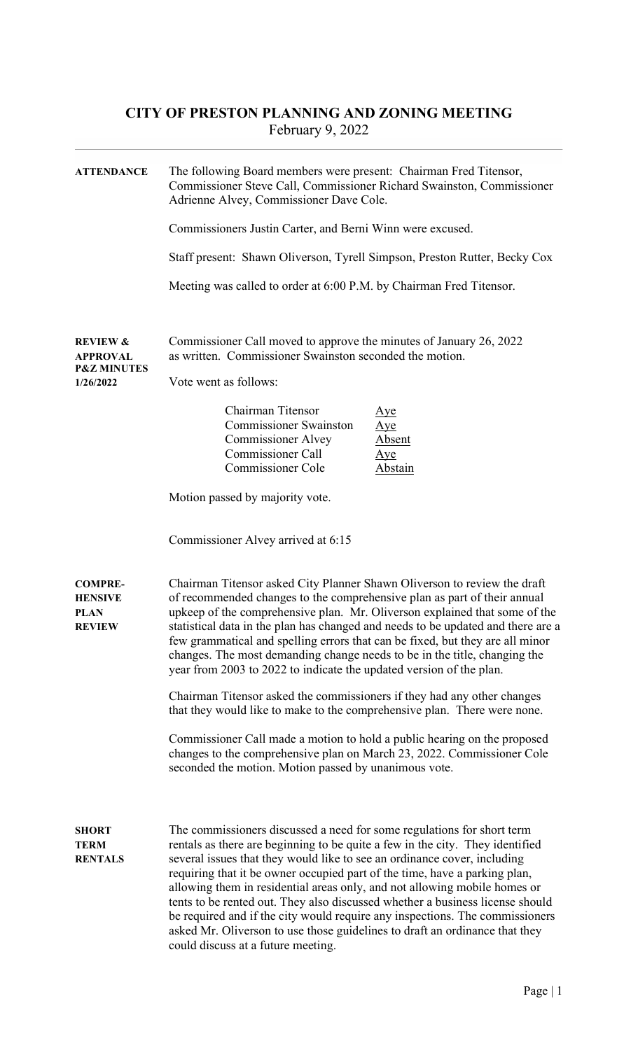# CITY OF PRESTON PLANNING AND ZONING MEETING

February 9, 2022

**ATTENDANCE**

The following Board members were present: Chairman Fred Titensor, Commissioner Steve Call, Commissioner Richard Swainston, Commissioner Adrienne Alvey, Commissioner Dave Cole.

Commissioners Justin Carter, and Berni Winn were excused.

Staff present: Shawn Oliverson, Tyrell Simpson, Preston Rutter, Becky Cox

Meeting was called to order at 6:00 P.M. by Chairman Fred Titensor.

**REVIEW & APPROVAL P&Z MINUTES 1/26/2022**

Commissioner Call moved to approve the minutes of January 26, 2022 as written. Commissioner Swainston seconded the motion.

Vote went as follows:

| | |
|---|---|
| Chairman Titensor | Aye |
| Commissioner Swainston | Aye |
| Commissioner Alvey | Absent |
| Commissioner Call | Aye |
| Commissioner Cole | Abstain |

Motion passed by majority vote.

Commissioner Alvey arrived at 6:15

**COMPREHENSIVE PLAN REVIEW**

Chairman Titensor asked City Planner Shawn Oliverson to review the draft of recommended changes to the comprehensive plan as part of their annual upkeep of the comprehensive plan. Mr. Oliverson explained that some of the statistical data in the plan has changed and needs to be updated and there are a few grammatical and spelling errors that can be fixed, but they are all minor changes. The most demanding change needs to be in the title, changing the year from 2003 to 2022 to indicate the updated version of the plan.

Chairman Titensor asked the commissioners if they had any other changes that they would like to make to the comprehensive plan. There were none.

Commissioner Call made a motion to hold a public hearing on the proposed changes to the comprehensive plan on March 23, 2022. Commissioner Cole seconded the motion. Motion passed by unanimous vote.

**SHORT TERM RENTALS**

The commissioners discussed a need for some regulations for short term rentals as there are beginning to be quite a few in the city. They identified several issues that they would like to see an ordinance cover, including requiring that it be owner occupied part of the time, have a parking plan, allowing them in residential areas only, and not allowing mobile homes or tents to be rented out. They also discussed whether a business license should be required and if the city would require any inspections. The commissioners asked Mr. Oliverson to use those guidelines to draft an ordinance that they could discuss at a future meeting.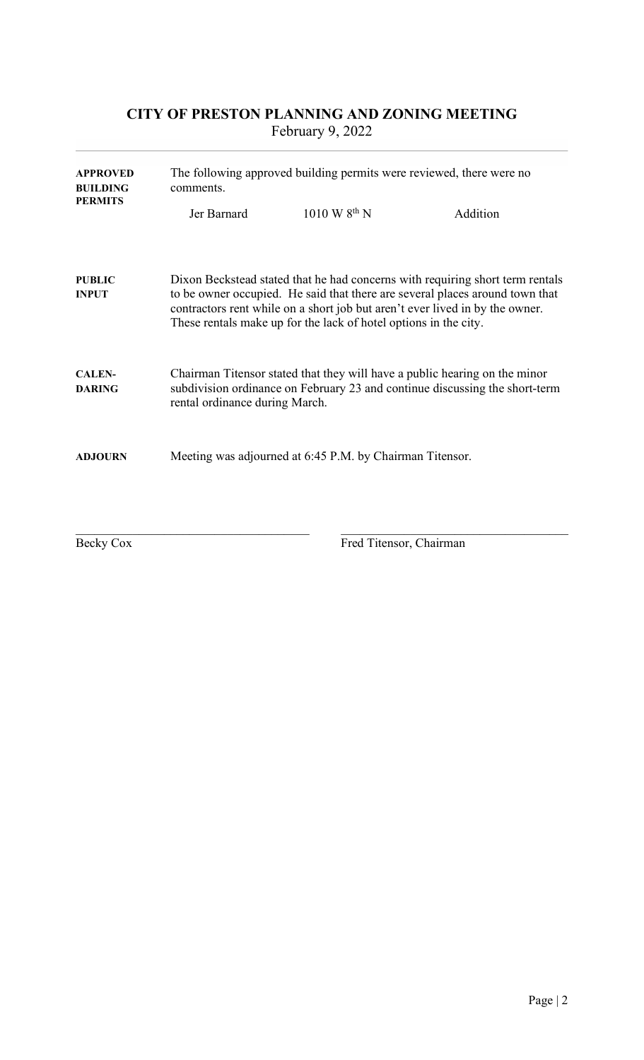# CITY OF PRESTON PLANNING AND ZONING MEETING

February 9, 2022

**APPROVED BUILDING PERMITS**

The following approved building permits were reviewed, there were no comments.

| | | |
|---|---|---|
| Jer Barnard | 1010 W 8th N | Addition |

**PUBLIC INPUT**

Dixon Beckstead stated that he had concerns with requiring short term rentals to be owner occupied. He said that there are several places around town that contractors rent while on a short job but aren't ever lived in by the owner. These rentals make up for the lack of hotel options in the city.

**CALEN-DARING**

Chairman Titensor stated that they will have a public hearing on the minor subdivision ordinance on February 23 and continue discussing the short-term rental ordinance during March.

**ADJOURN**

Meeting was adjourned at 6:45 P.M. by Chairman Titensor.

\_\_\_\_\_\_\_\_\_\_\_\_\_\_\_\_\_\_\_\_\_\_\_\_\_\_\_\_\_\_
Becky Cox

\_\_\_\_\_\_\_\_\_\_\_\_\_\_\_\_\_\_\_\_\_\_\_\_\_\_\_\_\_\_
Fred Titensor, Chairman